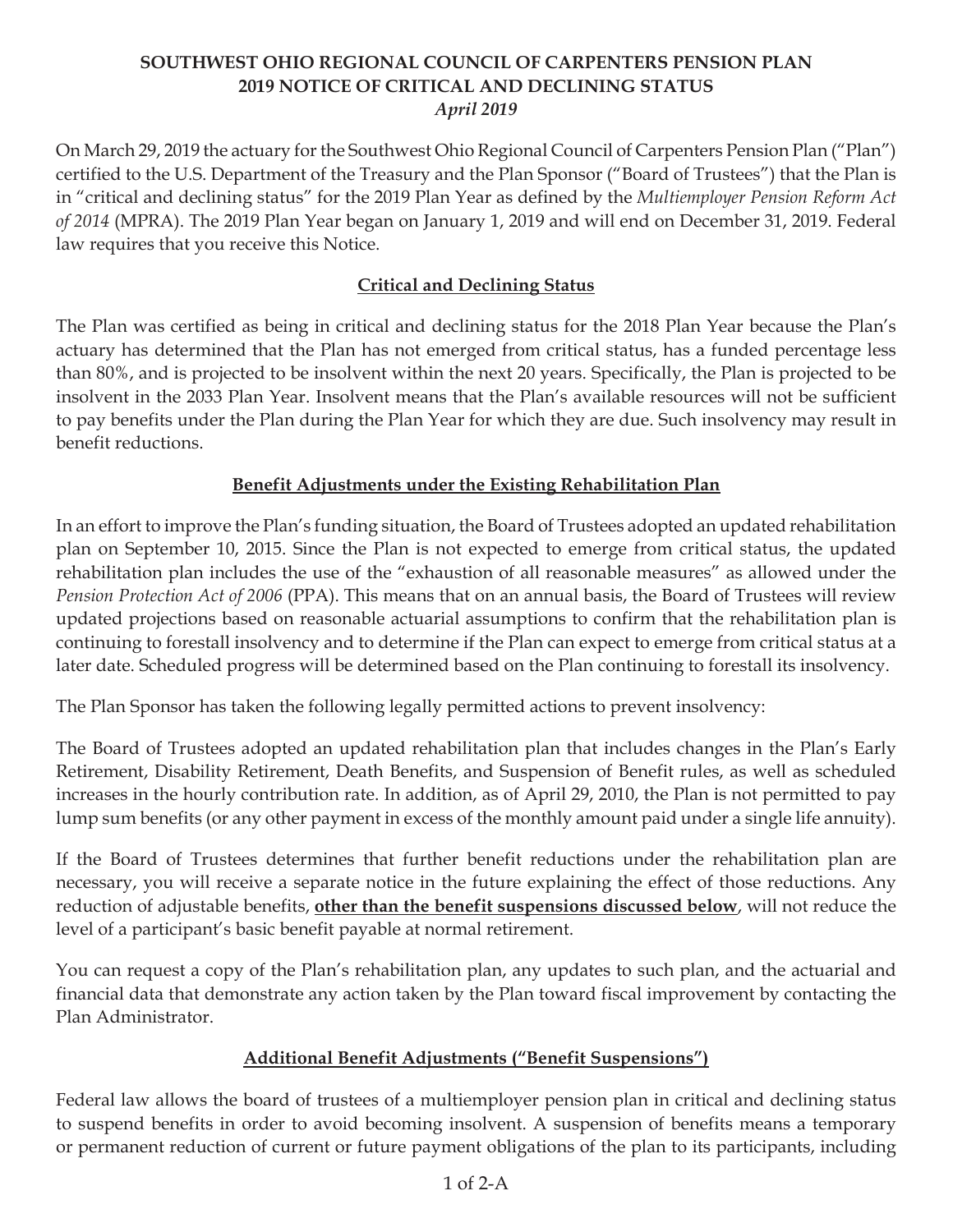# SOUTHWEST OHIO REGIONAL COUNCIL OF CARPENTERS PENSION PLAN
# 2019 NOTICE OF CRITICAL AND DECLINING STATUS
*April 2019*

On March 29, 2019 the actuary for the Southwest Ohio Regional Council of Carpenters Pension Plan ("Plan") certified to the U.S. Department of the Treasury and the Plan Sponsor ("Board of Trustees") that the Plan is in "critical and declining status" for the 2019 Plan Year as defined by the *Multiemployer Pension Reform Act of 2014* (MPRA). The 2019 Plan Year began on January 1, 2019 and will end on December 31, 2019. Federal law requires that you receive this Notice.

## Critical and Declining Status

The Plan was certified as being in critical and declining status for the 2018 Plan Year because the Plan's actuary has determined that the Plan has not emerged from critical status, has a funded percentage less than 80%, and is projected to be insolvent within the next 20 years. Specifically, the Plan is projected to be insolvent in the 2033 Plan Year. Insolvent means that the Plan's available resources will not be sufficient to pay benefits under the Plan during the Plan Year for which they are due. Such insolvency may result in benefit reductions.

## Benefit Adjustments under the Existing Rehabilitation Plan

In an effort to improve the Plan's funding situation, the Board of Trustees adopted an updated rehabilitation plan on September 10, 2015. Since the Plan is not expected to emerge from critical status, the updated rehabilitation plan includes the use of the "exhaustion of all reasonable measures" as allowed under the *Pension Protection Act of 2006* (PPA). This means that on an annual basis, the Board of Trustees will review updated projections based on reasonable actuarial assumptions to confirm that the rehabilitation plan is continuing to forestall insolvency and to determine if the Plan can expect to emerge from critical status at a later date. Scheduled progress will be determined based on the Plan continuing to forestall its insolvency.

The Plan Sponsor has taken the following legally permitted actions to prevent insolvency:

The Board of Trustees adopted an updated rehabilitation plan that includes changes in the Plan's Early Retirement, Disability Retirement, Death Benefits, and Suspension of Benefit rules, as well as scheduled increases in the hourly contribution rate. In addition, as of April 29, 2010, the Plan is not permitted to pay lump sum benefits (or any other payment in excess of the monthly amount paid under a single life annuity).

If the Board of Trustees determines that further benefit reductions under the rehabilitation plan are necessary, you will receive a separate notice in the future explaining the effect of those reductions. Any reduction of adjustable benefits, **other than the benefit suspensions discussed below**, will not reduce the level of a participant's basic benefit payable at normal retirement.

You can request a copy of the Plan's rehabilitation plan, any updates to such plan, and the actuarial and financial data that demonstrate any action taken by the Plan toward fiscal improvement by contacting the Plan Administrator.

## Additional Benefit Adjustments ("Benefit Suspensions")

Federal law allows the board of trustees of a multiemployer pension plan in critical and declining status to suspend benefits in order to avoid becoming insolvent. A suspension of benefits means a temporary or permanent reduction of current or future payment obligations of the plan to its participants, including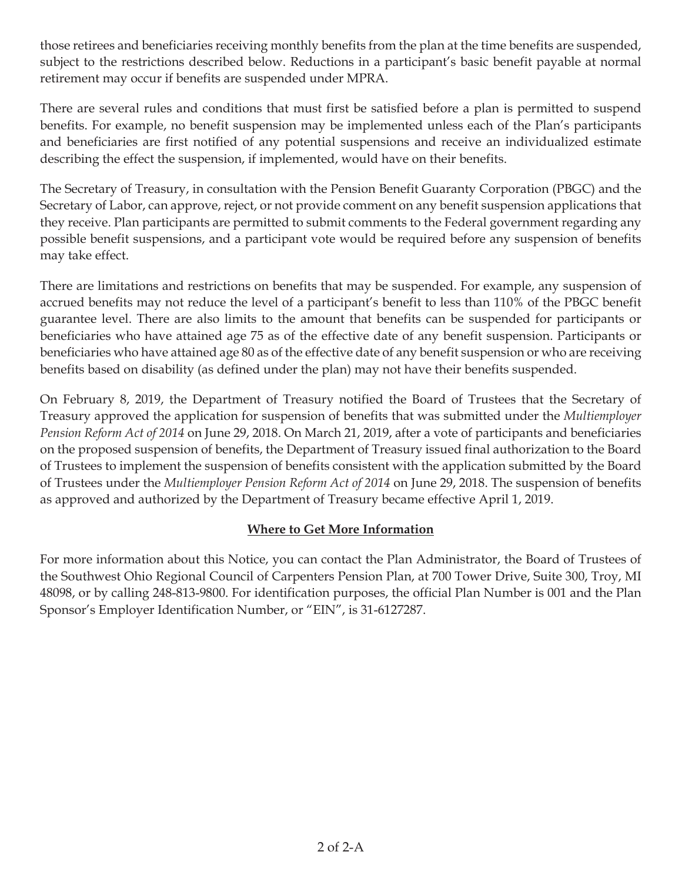those retirees and beneficiaries receiving monthly benefits from the plan at the time benefits are suspended, subject to the restrictions described below. Reductions in a participant's basic benefit payable at normal retirement may occur if benefits are suspended under MPRA.

There are several rules and conditions that must first be satisfied before a plan is permitted to suspend benefits. For example, no benefit suspension may be implemented unless each of the Plan's participants and beneficiaries are first notified of any potential suspensions and receive an individualized estimate describing the effect the suspension, if implemented, would have on their benefits.

The Secretary of Treasury, in consultation with the Pension Benefit Guaranty Corporation (PBGC) and the Secretary of Labor, can approve, reject, or not provide comment on any benefit suspension applications that they receive. Plan participants are permitted to submit comments to the Federal government regarding any possible benefit suspensions, and a participant vote would be required before any suspension of benefits may take effect.

There are limitations and restrictions on benefits that may be suspended. For example, any suspension of accrued benefits may not reduce the level of a participant's benefit to less than 110% of the PBGC benefit guarantee level. There are also limits to the amount that benefits can be suspended for participants or beneficiaries who have attained age 75 as of the effective date of any benefit suspension. Participants or beneficiaries who have attained age 80 as of the effective date of any benefit suspension or who are receiving benefits based on disability (as defined under the plan) may not have their benefits suspended.

On February 8, 2019, the Department of Treasury notified the Board of Trustees that the Secretary of Treasury approved the application for suspension of benefits that was submitted under the *Multiemployer Pension Reform Act of 2014* on June 29, 2018. On March 21, 2019, after a vote of participants and beneficiaries on the proposed suspension of benefits, the Department of Treasury issued final authorization to the Board of Trustees to implement the suspension of benefits consistent with the application submitted by the Board of Trustees under the *Multiemployer Pension Reform Act of 2014* on June 29, 2018. The suspension of benefits as approved and authorized by the Department of Treasury became effective April 1, 2019.

## Where to Get More Information

For more information about this Notice, you can contact the Plan Administrator, the Board of Trustees of the Southwest Ohio Regional Council of Carpenters Pension Plan, at 700 Tower Drive, Suite 300, Troy, MI 48098, or by calling 248-813-9800. For identification purposes, the official Plan Number is 001 and the Plan Sponsor's Employer Identification Number, or "EIN", is 31-6127287.